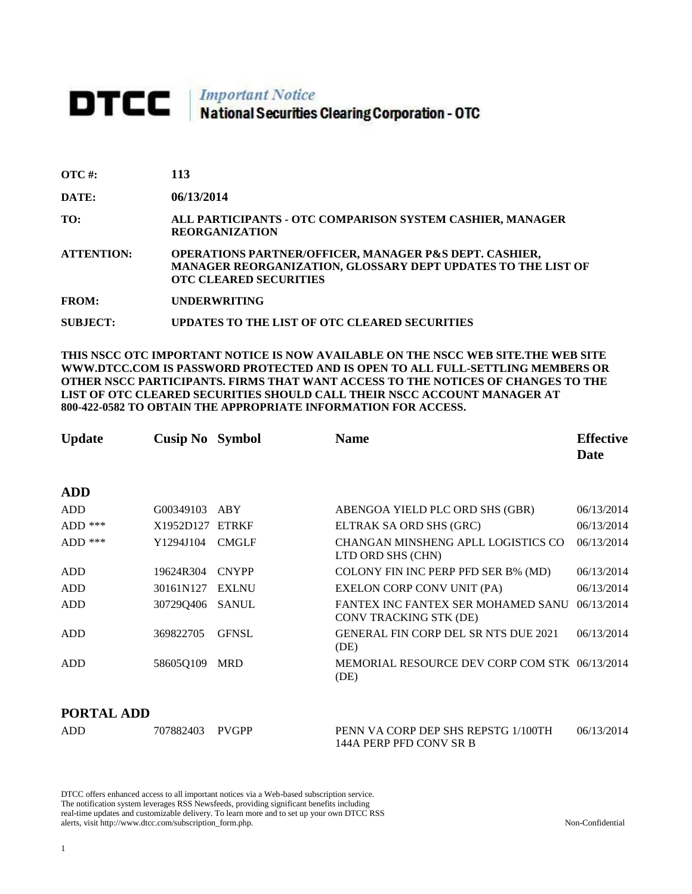# DTCC | *Important Notice* National Securities Clearing Corporation - OTC

**OTC #:** 113

**DATE:** 06/13/2014

**TO:** ALL PARTICIPANTS - OTC COMPARISON SYSTEM CASHIER, MANAGER REORGANIZATION

**ATTENTION:** OPERATIONS PARTNER/OFFICER, MANAGER P&S DEPT. CASHIER, MANAGER REORGANIZATION, GLOSSARY DEPT UPDATES TO THE LIST OF OTC CLEARED SECURITIES

**FROM:** UNDERWRITING

**SUBJECT:** UPDATES TO THE LIST OF OTC CLEARED SECURITIES

**THIS NSCC OTC IMPORTANT NOTICE IS NOW AVAILABLE ON THE NSCC WEB SITE.THE WEB SITE WWW.DTCC.COM IS PASSWORD PROTECTED AND IS OPEN TO ALL FULL-SETTLING MEMBERS OR OTHER NSCC PARTICIPANTS. FIRMS THAT WANT ACCESS TO THE NOTICES OF CHANGES TO THE LIST OF OTC CLEARED SECURITIES SHOULD CALL THEIR NSCC ACCOUNT MANAGER AT 800-422-0582 TO OBTAIN THE APPROPRIATE INFORMATION FOR ACCESS.**

| Update | Cusip No | Symbol | Name | Effective Date |
|---|---|---|---|---|
| **ADD** | | | | |
| ADD | G00349103 | ABY | ABENGOA YIELD PLC ORD SHS (GBR) | 06/13/2014 |
| ADD *** | X1952D127 | ETRKF | ELTRAK SA ORD SHS (GRC) | 06/13/2014 |
| ADD *** | Y1294J104 | CMGLF | CHANGAN MINSHENG APLL LOGISTICS CO LTD ORD SHS (CHN) | 06/13/2014 |
| ADD | 19624R304 | CNYPP | COLONY FIN INC PERP PFD SER B% (MD) | 06/13/2014 |
| ADD | 30161N127 | EXLNU | EXELON CORP CONV UNIT (PA) | 06/13/2014 |
| ADD | 30729Q406 | SANUL | FANTEX INC FANTEX SER MOHAMED SANU CONV TRACKING STK (DE) | 06/13/2014 |
| ADD | 369822705 | GFNSL | GENERAL FIN CORP DEL SR NTS DUE 2021 (DE) | 06/13/2014 |
| ADD | 58605Q109 | MRD | MEMORIAL RESOURCE DEV CORP COM STK (DE) | 06/13/2014 |
| **PORTAL ADD** | | | | |
| ADD | 707882403 | PVGPP | PENN VA CORP DEP SHS REPSTG 1/100TH 144A PERP PFD CONV SR B | 06/13/2014 |

DTCC offers enhanced access to all important notices via a Web-based subscription service. The notification system leverages RSS Newsfeeds, providing significant benefits including real-time updates and customizable delivery. To learn more and to set up your own DTCC RSS alerts, visit http://www.dtcc.com/subscription_form.php.

Non-Confidential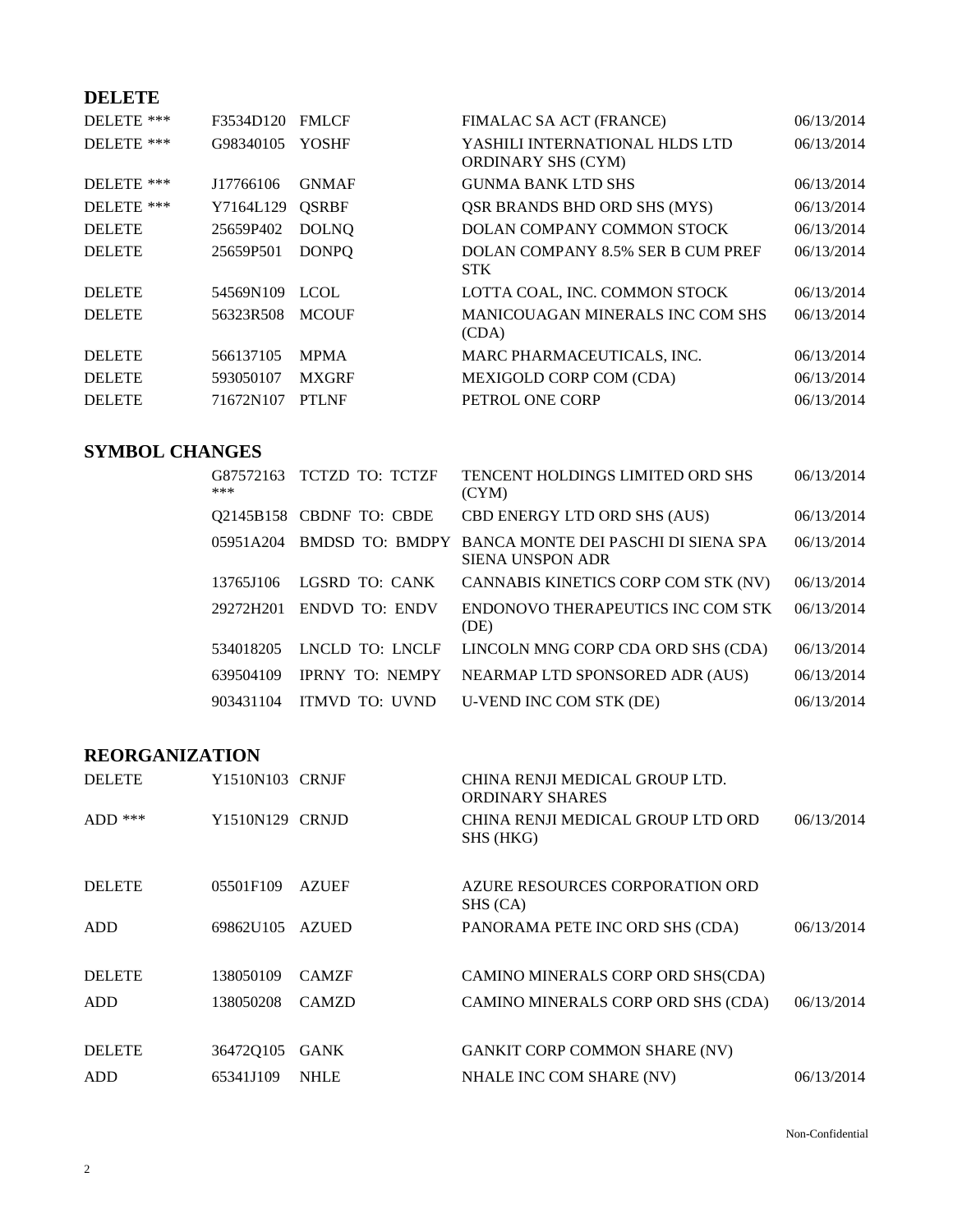## DELETE

| | | | | |
|---|---|---|---|---|
| DELETE *** | F3534D120 | FMLCF | FIMALAC SA ACT (FRANCE) | 06/13/2014 |
| DELETE *** | G98340105 | YOSHF | YASHILI INTERNATIONAL HLDS LTD ORDINARY SHS (CYM) | 06/13/2014 |
| DELETE *** | J17766106 | GNMAF | GUNMA BANK LTD SHS | 06/13/2014 |
| DELETE *** | Y7164L129 | QSRBF | QSR BRANDS BHD ORD SHS (MYS) | 06/13/2014 |
| DELETE | 25659P402 | DOLNQ | DOLAN COMPANY COMMON STOCK | 06/13/2014 |
| DELETE | 25659P501 | DONPQ | DOLAN COMPANY 8.5% SER B CUM PREF STK | 06/13/2014 |
| DELETE | 54569N109 | LCOL | LOTTA COAL, INC. COMMON STOCK | 06/13/2014 |
| DELETE | 56323R508 | MCOUF | MANICOUAGAN MINERALS INC COM SHS (CDA) | 06/13/2014 |
| DELETE | 566137105 | MPMA | MARC PHARMACEUTICALS, INC. | 06/13/2014 |
| DELETE | 593050107 | MXGRF | MEXIGOLD CORP COM (CDA) | 06/13/2014 |
| DELETE | 71672N107 | PTLNF | PETROL ONE CORP | 06/13/2014 |

## SYMBOL CHANGES

| | | | |
|---|---|---|---|
| G87572163 *** | TCTZD TO: TCTZF | TENCENT HOLDINGS LIMITED ORD SHS (CYM) | 06/13/2014 |
| Q2145B158 | CBDNF TO: CBDE | CBD ENERGY LTD ORD SHS (AUS) | 06/13/2014 |
| 05951A204 | BMDSD TO: BMDPY | BANCA MONTE DEI PASCHI DI SIENA SPA SIENA UNSPON ADR | 06/13/2014 |
| 13765J106 | LGSRD TO: CANK | CANNABIS KINETICS CORP COM STK (NV) | 06/13/2014 |
| 29272H201 | ENDVD TO: ENDV | ENDONOVO THERAPEUTICS INC COM STK (DE) | 06/13/2014 |
| 534018205 | LNCLD TO: LNCLF | LINCOLN MNG CORP CDA ORD SHS (CDA) | 06/13/2014 |
| 639504109 | IPRNY TO: NEMPY | NEARMAP LTD SPONSORED ADR (AUS) | 06/13/2014 |
| 903431104 | ITMVD TO: UVND | U-VEND INC COM STK (DE) | 06/13/2014 |

## REORGANIZATION

| | | | | |
|---|---|---|---|---|
| DELETE | Y1510N103 | CRNJF | CHINA RENJI MEDICAL GROUP LTD. ORDINARY SHARES | |
| ADD *** | Y1510N129 | CRNJD | CHINA RENJI MEDICAL GROUP LTD ORD SHS (HKG) | 06/13/2014 |
| DELETE | 05501F109 | AZUEF | AZURE RESOURCES CORPORATION ORD SHS (CA) | |
| ADD | 69862U105 | AZUED | PANORAMA PETE INC ORD SHS (CDA) | 06/13/2014 |
| DELETE | 138050109 | CAMZF | CAMINO MINERALS CORP ORD SHS(CDA) | |
| ADD | 138050208 | CAMZD | CAMINO MINERALS CORP ORD SHS (CDA) | 06/13/2014 |
| DELETE | 36472Q105 | GANK | GANKIT CORP COMMON SHARE (NV) | |
| ADD | 65341J109 | NHLE | NHALE INC COM SHARE (NV) | 06/13/2014 |

Non-Confidential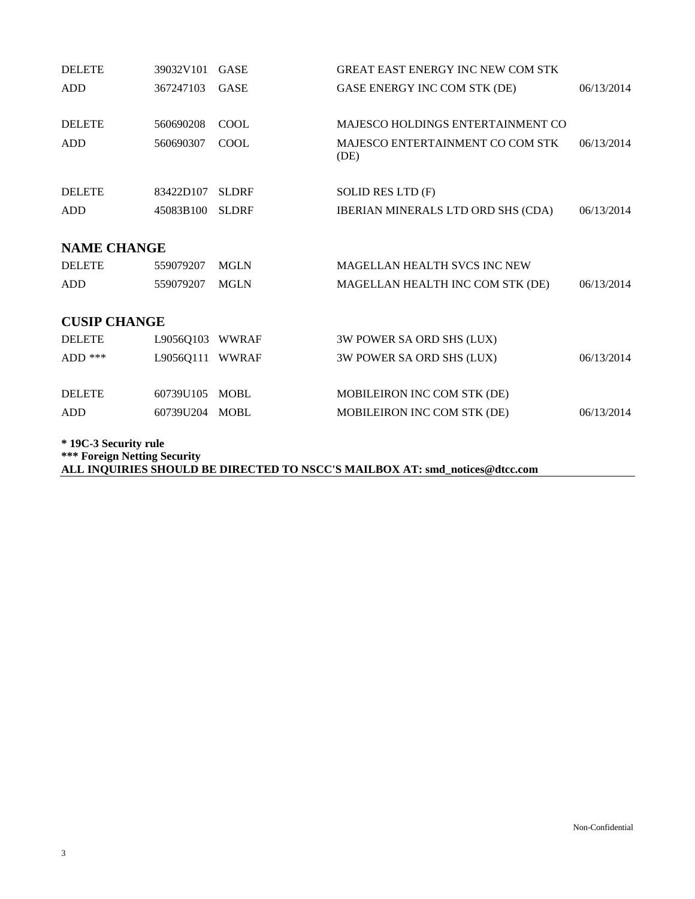| | | | | |
|---|---|---|---|---|
| DELETE | 39032V101 | GASE | GREAT EAST ENERGY INC NEW COM STK | |
| ADD | 367247103 | GASE | GASE ENERGY INC COM STK (DE) | 06/13/2014 |
| DELETE | 560690208 | COOL | MAJESCO HOLDINGS ENTERTAINMENT CO | |
| ADD | 560690307 | COOL | MAJESCO ENTERTAINMENT CO COM STK (DE) | 06/13/2014 |
| DELETE | 83422D107 | SLDRF | SOLID RES LTD (F) | |
| ADD | 45083B100 | SLDRF | IBERIAN MINERALS LTD ORD SHS (CDA) | 06/13/2014 |

## NAME CHANGE

| | | | | |
|---|---|---|---|---|
| DELETE | 559079207 | MGLN | MAGELLAN HEALTH SVCS INC NEW | |
| ADD | 559079207 | MGLN | MAGELLAN HEALTH INC COM STK (DE) | 06/13/2014 |

## CUSIP CHANGE

| | | | | |
|---|---|---|---|---|
| DELETE | L9056Q103 | WWRAF | 3W POWER SA ORD SHS (LUX) | |
| ADD *** | L9056Q111 | WWRAF | 3W POWER SA ORD SHS (LUX) | 06/13/2014 |
| DELETE | 60739U105 | MOBL | MOBILEIRON INC COM STK (DE) | |
| ADD | 60739U204 | MOBL | MOBILEIRON INC COM STK (DE) | 06/13/2014 |

**\* 19C-3 Security rule**
**\*\*\* Foreign Netting Security**
**ALL INQUIRIES SHOULD BE DIRECTED TO NSCC'S MAILBOX AT: smd_notices@dtcc.com**

Non-Confidential